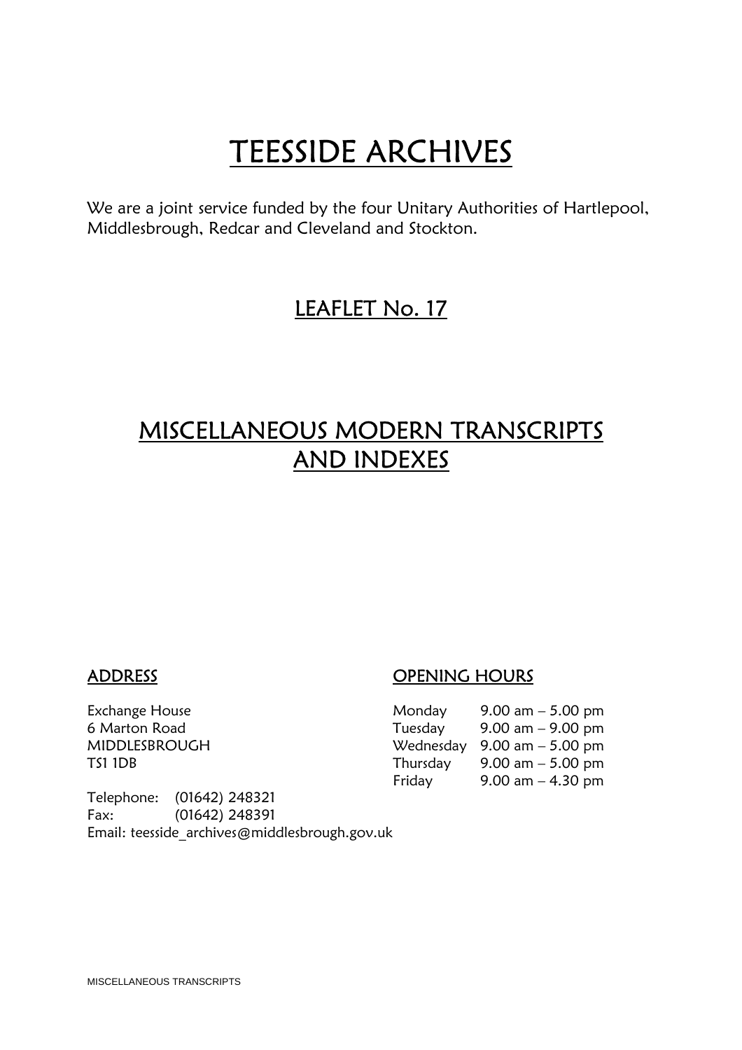# TEESSIDE ARCHIVES

We are a joint service funded by the four Unitary Authorities of Hartlepool, Middlesbrough, Redcar and Cleveland and Stockton.

## LEAFLET No. 17

## MISCELLANEOUS MODERN TRANSCRIPTS AND INDEXES

### ADDRESS

Exchange House
6 Marton Road
MIDDLESBROUGH
TS1 1DB

Telephone: (01642) 248321
Fax: (01642) 248391
Email: teesside_archives@middlesbrough.gov.uk

### OPENING HOURS

| | |
|---|---|
| Monday | 9.00 am – 5.00 pm |
| Tuesday | 9.00 am – 9.00 pm |
| Wednesday | 9.00 am – 5.00 pm |
| Thursday | 9.00 am – 5.00 pm |
| Friday | 9.00 am – 4.30 pm |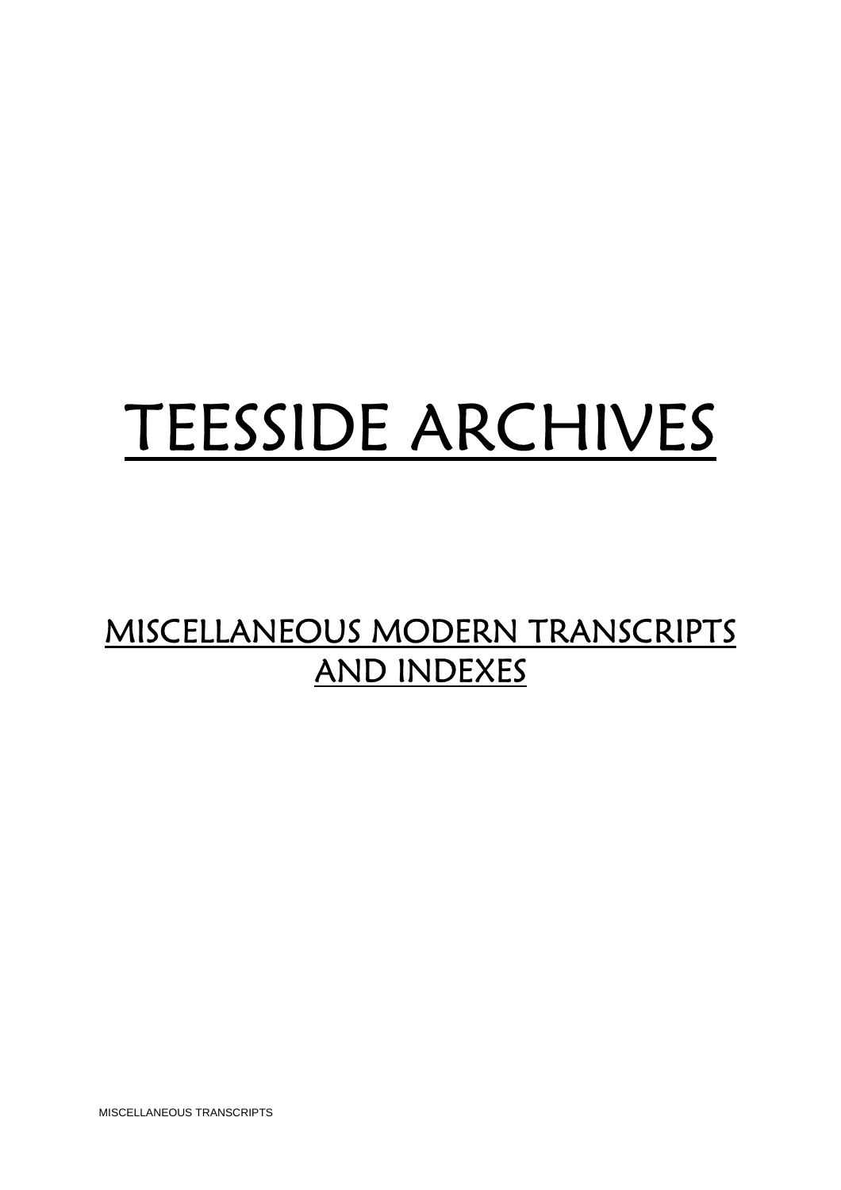# TEESSIDE ARCHIVES

## MISCELLANEOUS MODERN TRANSCRIPTS AND INDEXES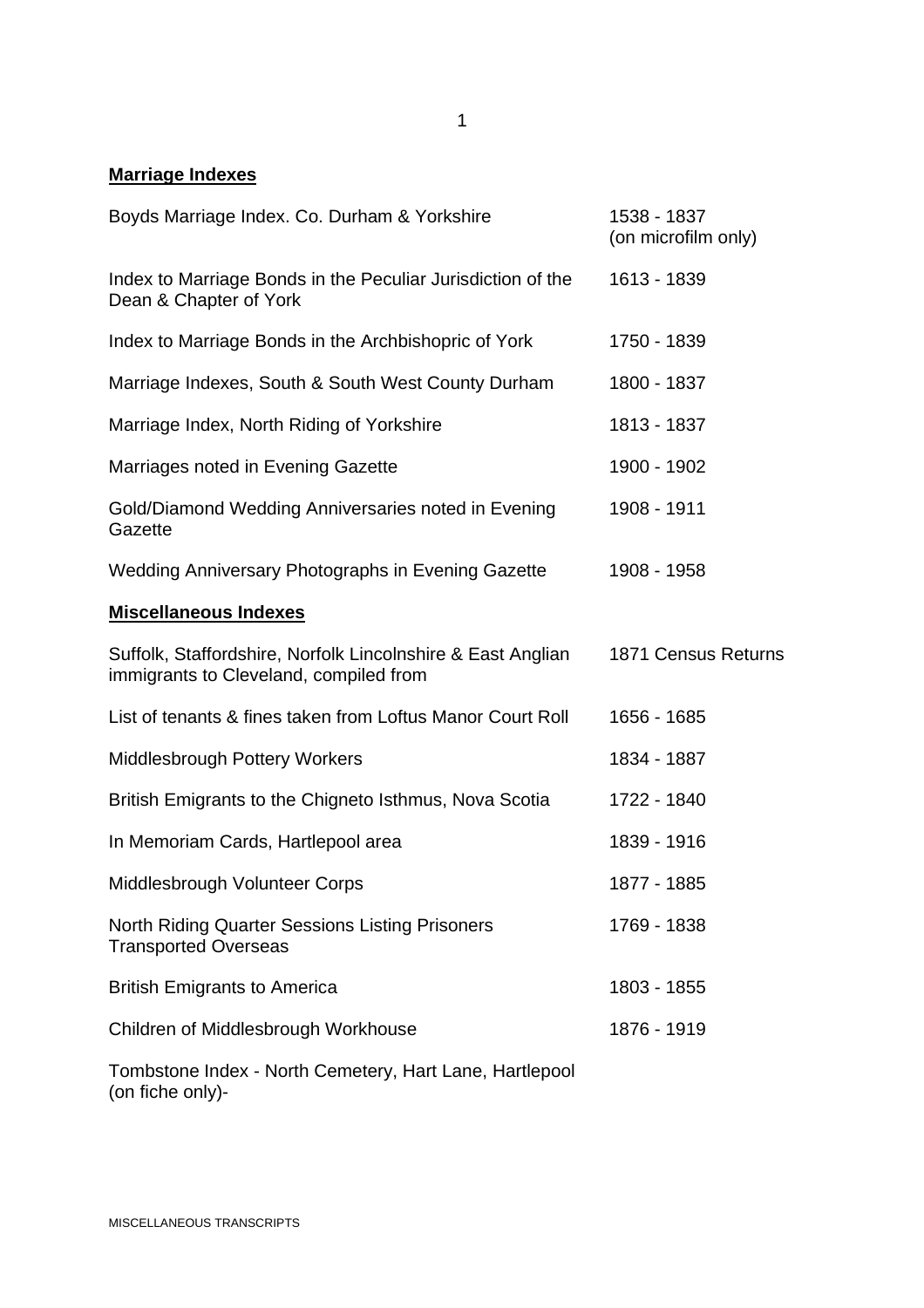## Marriage Indexes

| | |
|---|---|
| Boyds Marriage Index. Co. Durham & Yorkshire | 1538 - 1837 (on microfilm only) |
| Index to Marriage Bonds in the Peculiar Jurisdiction of the Dean & Chapter of York | 1613 - 1839 |
| Index to Marriage Bonds in the Archbishopric of York | 1750 - 1839 |
| Marriage Indexes, South & South West County Durham | 1800 - 1837 |
| Marriage Index, North Riding of Yorkshire | 1813 - 1837 |
| Marriages noted in Evening Gazette | 1900 - 1902 |
| Gold/Diamond Wedding Anniversaries noted in Evening Gazette | 1908 - 1911 |
| Wedding Anniversary Photographs in Evening Gazette | 1908 - 1958 |

## Miscellaneous Indexes

| | |
|---|---|
| Suffolk, Staffordshire, Norfolk Lincolnshire & East Anglian immigrants to Cleveland, compiled from | 1871 Census Returns |
| List of tenants & fines taken from Loftus Manor Court Roll | 1656 - 1685 |
| Middlesbrough Pottery Workers | 1834 - 1887 |
| British Emigrants to the Chigneto Isthmus, Nova Scotia | 1722 - 1840 |
| In Memoriam Cards, Hartlepool area | 1839 - 1916 |
| Middlesbrough Volunteer Corps | 1877 - 1885 |
| North Riding Quarter Sessions Listing Prisoners Transported Overseas | 1769 - 1838 |
| British Emigrants to America | 1803 - 1855 |
| Children of Middlesbrough Workhouse | 1876 - 1919 |
| Tombstone Index - North Cemetery, Hart Lane, Hartlepool (on fiche only)- | |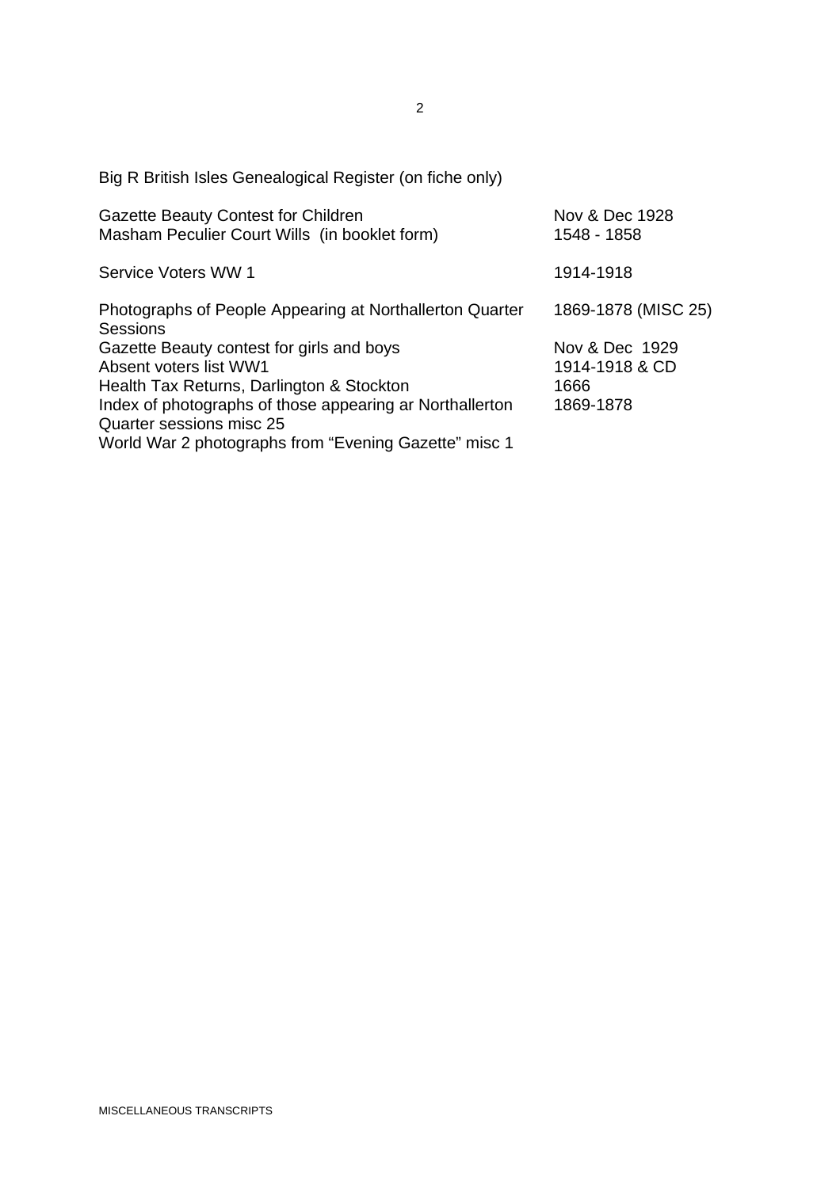Big R British Isles Genealogical Register (on fiche only)

| | |
|---|---|
| Gazette Beauty Contest for Children | Nov & Dec 1928 |
| Masham Peculier Court Wills (in booklet form) | 1548 - 1858 |
| Service Voters WW 1 | 1914-1918 |
| Photographs of People Appearing at Northallerton Quarter Sessions | 1869-1878 (MISC 25) |
| Gazette Beauty contest for girls and boys | Nov & Dec 1929 |
| Absent voters list WW1 | 1914-1918 & CD |
| Health Tax Returns, Darlington & Stockton | 1666 |
| Index of photographs of those appearing ar Northallerton Quarter sessions misc 25 | 1869-1878 |
| World War 2 photographs from "Evening Gazette" misc 1 | |